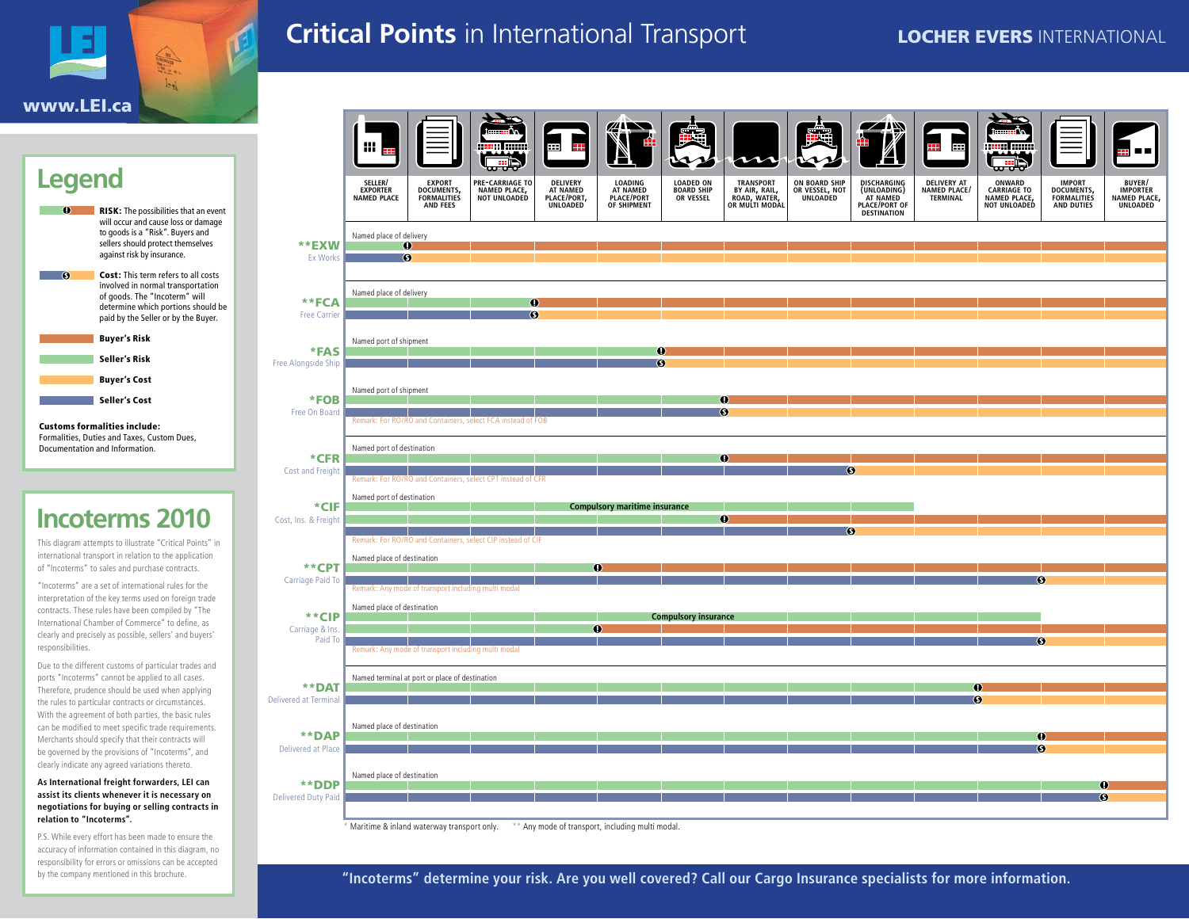# Critical Points in International Transport

**LOCHER EVERS INTERNATIONAL**

www.LEI.ca

## Legend

- **RISK:** The possibilities that an event will occur and cause loss or damage to goods is a "Risk". Buyers and sellers should protect themselves against risk by insurance.
- **Cost:** This term refers to all costs involved in normal transportation of goods. The "Incoterm" will determine which portions should be paid by the Seller or by the Buyer.
- **Buyer's Risk**
- **Seller's Risk**
- **Buyer's Cost**
- **Seller's Cost**

**Customs formalities include:**
Formalities, Duties and Taxes, Custom Dues, Documentation and Information.

## Incoterms 2010

This diagram attempts to illustrate "Critical Points" in international transport in relation to the application of "Incoterms" to sales and purchase contracts.

"Incoterms" are a set of international rules for the interpretation of the key terms used on foreign trade contracts. These rules have been compiled by "The International Chamber of Commerce" to define, as clearly and precisely as possible, sellers' and buyers' responsibilities.

Due to the different customs of particular trades and ports "Incoterms" cannot be applied to all cases. Therefore, prudence should be used when applying the rules to particular contracts or circumstances. With the agreement of both parties, the basic rules can be modified to meet specific trade requirements. Merchants should specify that their contracts will be governed by the provisions of "Incoterms", and clearly indicate any agreed variations thereto.

**As International freight forwarders, LEI can assist its clients whenever it is necessary on negotiations for buying or selling contracts in relation to "Incoterms".**

P.S. While every effort has been made to ensure the accuracy of information contained in this diagram, no responsibility for errors or omissions can be accepted by the company mentioned in this brochure.

| Incoterm | Named place | Risk transfers at | Cost transfers at | Remark |
|---|---|---|---|---|
| **EXW — Ex Works | Named place of delivery | Seller/Exporter named place | Seller/Exporter named place | |
| **FCA — Free Carrier | Named place of delivery | Pre-carriage to named place, not unloaded | Pre-carriage to named place, not unloaded | |
| *FAS — Free Alongside Ship | Named port of shipment | Loading at named port of shipment | Loading at named port of shipment | |
| *FOB — Free On Board | Named port of shipment | Loaded on board ship or vessel | Loaded on board ship or vessel | Remark: For RO/RO and Containers, select FCA instead of FOB |
| *CFR — Cost and Freight | Named port of destination | Loaded on board ship or vessel | Discharging (unloading) at named place/port of destination | Remark: For RO/RO and Containers, select CPT instead of CFR |
| *CIF — Cost, Ins. & Freight | Named port of destination | Loaded on board ship or vessel | Discharging (unloading) at named place/port of destination | Compulsory maritime insurance (to delivery at named place/terminal). Remark: For RO/RO and Containers, select CIP instead of CIF |
| **CPT — Carriage Paid To | Named place of destination | Delivery at named place/port, unloaded | Onward carriage to named place, not unloaded | Remark: Any mode of transport including multi modal |
| **CIP — Carriage & Ins. Paid To | Named place of destination | Delivery at named place/port, unloaded | Onward carriage to named place, not unloaded | Compulsory insurance. Remark: Any mode of transport including multi modal |
| **DAT — Delivered at Terminal | Named terminal at port or place of destination | Delivery at named place/terminal | Delivery at named place/terminal | |
| **DAP — Delivered at Place | Named place of destination | Onward carriage to named place, not unloaded | Onward carriage to named place, not unloaded | |
| **DDP — Delivered Duty Paid | Named place of destination | Import documents, formalities and duties | Import documents, formalities and duties | |

Columns of the chart: Seller/Exporter named place; Export documents, formalities and fees; Pre-carriage to named place, not unloaded; Delivery at named place/port, unloaded; Loading at named place/port of shipment; Loaded on board ship or vessel; Transport by air, rail, road, water, or multi modal; On board ship or vessel, not unloaded; Discharging (unloading) at named place/port of destination; Delivery at named place/terminal; Onward carriage to named place, not unloaded; Import documents, formalities and duties; Buyer/Importer named place, unloaded.

\* Maritime & inland waterway transport only. \*\* Any mode of transport, including multi modal.

**"Incoterms" determine your risk. Are you well covered? Call our Cargo Insurance specialists for more information.**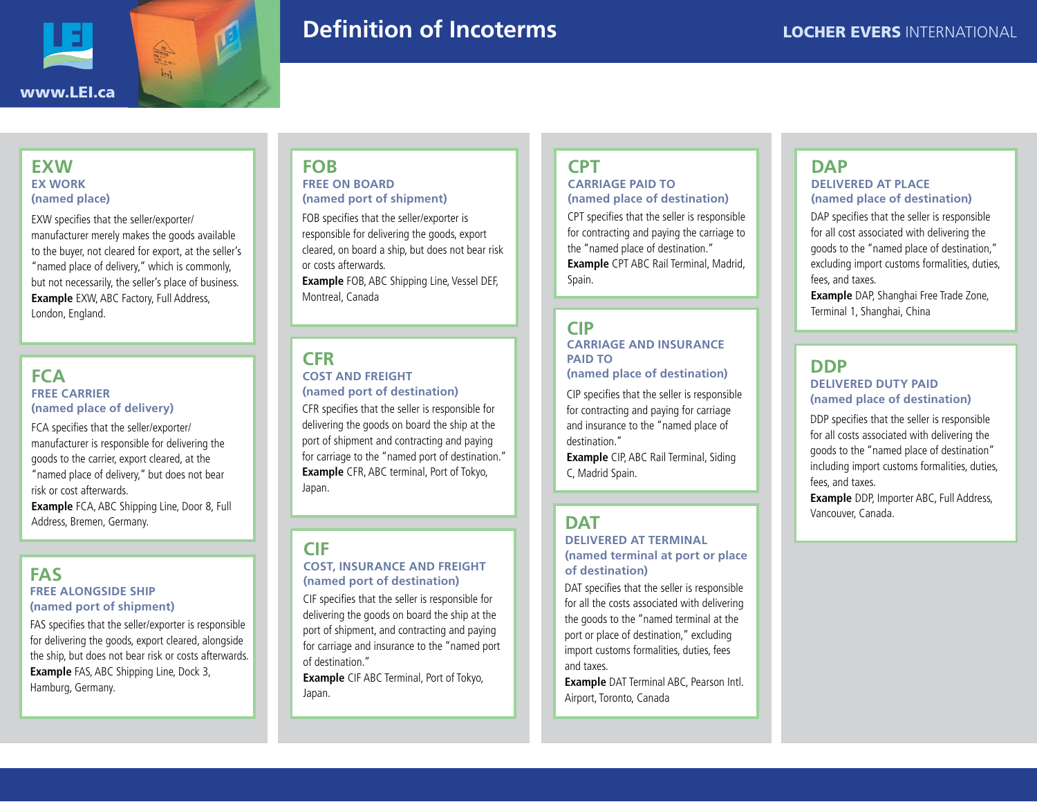# Definition of Incoterms

LOCHER EVERS INTERNATIONAL

www.LEI.ca

## EXW
### EX WORK
### (named place)

EXW specifies that the seller/exporter/ manufacturer merely makes the goods available to the buyer, not cleared for export, at the seller's "named place of delivery," which is commonly, but not necessarily, the seller's place of business.
**Example** EXW, ABC Factory, Full Address, London, England.

## FCA
### FREE CARRIER
### (named place of delivery)

FCA specifies that the seller/exporter/ manufacturer is responsible for delivering the goods to the carrier, export cleared, at the "named place of delivery," but does not bear risk or cost afterwards.
**Example** FCA, ABC Shipping Line, Door 8, Full Address, Bremen, Germany.

## FAS
### FREE ALONGSIDE SHIP
### (named port of shipment)

FAS specifies that the seller/exporter is responsible for delivering the goods, export cleared, alongside the ship, but does not bear risk or costs afterwards.
**Example** FAS, ABC Shipping Line, Dock 3, Hamburg, Germany.

## FOB
### FREE ON BOARD
### (named port of shipment)

FOB specifies that the seller/exporter is responsible for delivering the goods, export cleared, on board a ship, but does not bear risk or costs afterwards.
**Example** FOB, ABC Shipping Line, Vessel DEF, Montreal, Canada

## CFR
### COST AND FREIGHT
### (named port of destination)

CFR specifies that the seller is responsible for delivering the goods on board the ship at the port of shipment and contracting and paying for carriage to the "named port of destination."
**Example** CFR, ABC terminal, Port of Tokyo, Japan.

## CIF
### COST, INSURANCE AND FREIGHT
### (named port of destination)

CIF specifies that the seller is responsible for delivering the goods on board the ship at the port of shipment, and contracting and paying for carriage and insurance to the "named port of destination."
**Example** CIF ABC Terminal, Port of Tokyo, Japan.

## CPT
### CARRIAGE PAID TO
### (named place of destination)

CPT specifies that the seller is responsible for contracting and paying the carriage to the "named place of destination."
**Example** CPT ABC Rail Terminal, Madrid, Spain.

## CIP
### CARRIAGE AND INSURANCE PAID TO
### (named place of destination)

CIP specifies that the seller is responsible for contracting and paying for carriage and insurance to the "named place of destination."
**Example** CIP, ABC Rail Terminal, Siding C, Madrid Spain.

## DAT
### DELIVERED AT TERMINAL
### (named terminal at port or place of destination)

DAT specifies that the seller is responsible for all the costs associated with delivering the goods to the "named terminal at the port or place of destination," excluding import customs formalities, duties, fees and taxes.
**Example** DAT Terminal ABC, Pearson Intl. Airport, Toronto, Canada

## DAP
### DELIVERED AT PLACE
### (named place of destination)

DAP specifies that the seller is responsible for all cost associated with delivering the goods to the "named place of destination," excluding import customs formalities, duties, fees, and taxes.
**Example** DAP, Shanghai Free Trade Zone, Terminal 1, Shanghai, China

## DDP
### DELIVERED DUTY PAID
### (named place of destination)

DDP specifies that the seller is responsible for all costs associated with delivering the goods to the "named place of destination" including import customs formalities, duties, fees, and taxes.
**Example** DDP, Importer ABC, Full Address, Vancouver, Canada.